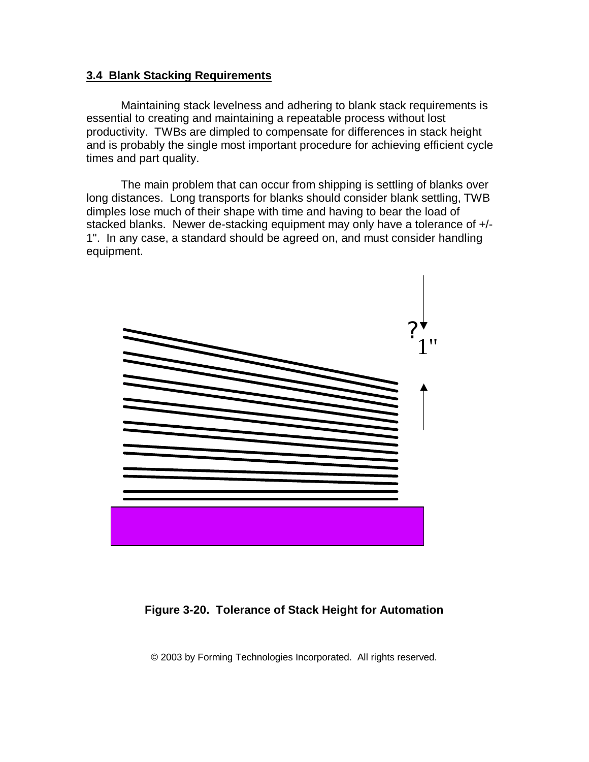## 3.4 Blank Stacking Requirements

Maintaining stack levelness and adhering to blank stack requirements is essential to creating and maintaining a repeatable process without lost productivity. TWBs are dimpled to compensate for differences in stack height and is probably the single most important procedure for achieving efficient cycle times and part quality.

The main problem that can occur from shipping is settling of blanks over long distances. Long transports for blanks should consider blank settling, TWB dimples lose much of their shape with time and having to bear the load of stacked blanks. Newer de-stacking equipment may only have a tolerance of +/- 1". In any case, a standard should be agreed on, and must consider handling equipment.

**Figure 3-20. Tolerance of Stack Height for Automation**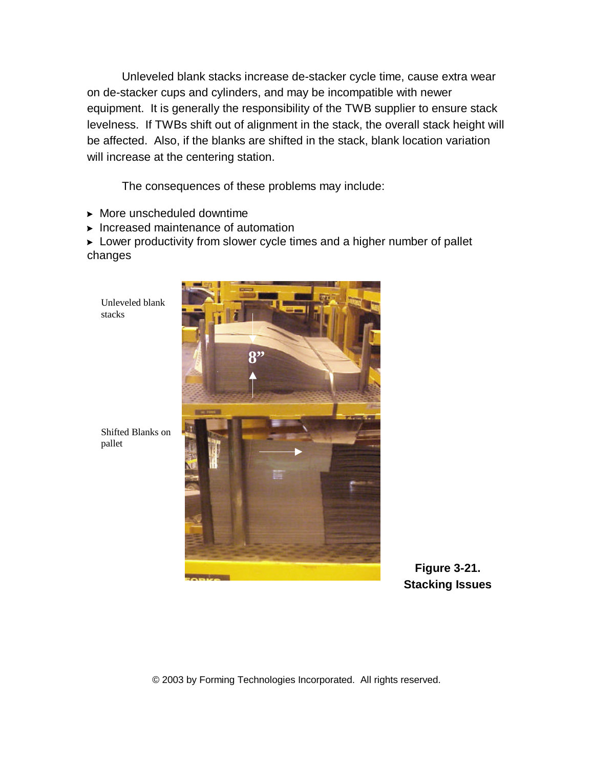Unleveled blank stacks increase de-stacker cycle time, cause extra wear on de-stacker cups and cylinders, and may be incompatible with newer equipment. It is generally the responsibility of the TWB supplier to ensure stack levelness. If TWBs shift out of alignment in the stack, the overall stack height will be affected. Also, if the blanks are shifted in the stack, blank location variation will increase at the centering station.

The consequences of these problems may include:

- More unscheduled downtime
- Increased maintenance of automation
- Lower productivity from slower cycle times and a higher number of pallet changes

Unleveled blank stacks

8"

Shifted Blanks on pallet

**Figure 3-21. Stacking Issues**